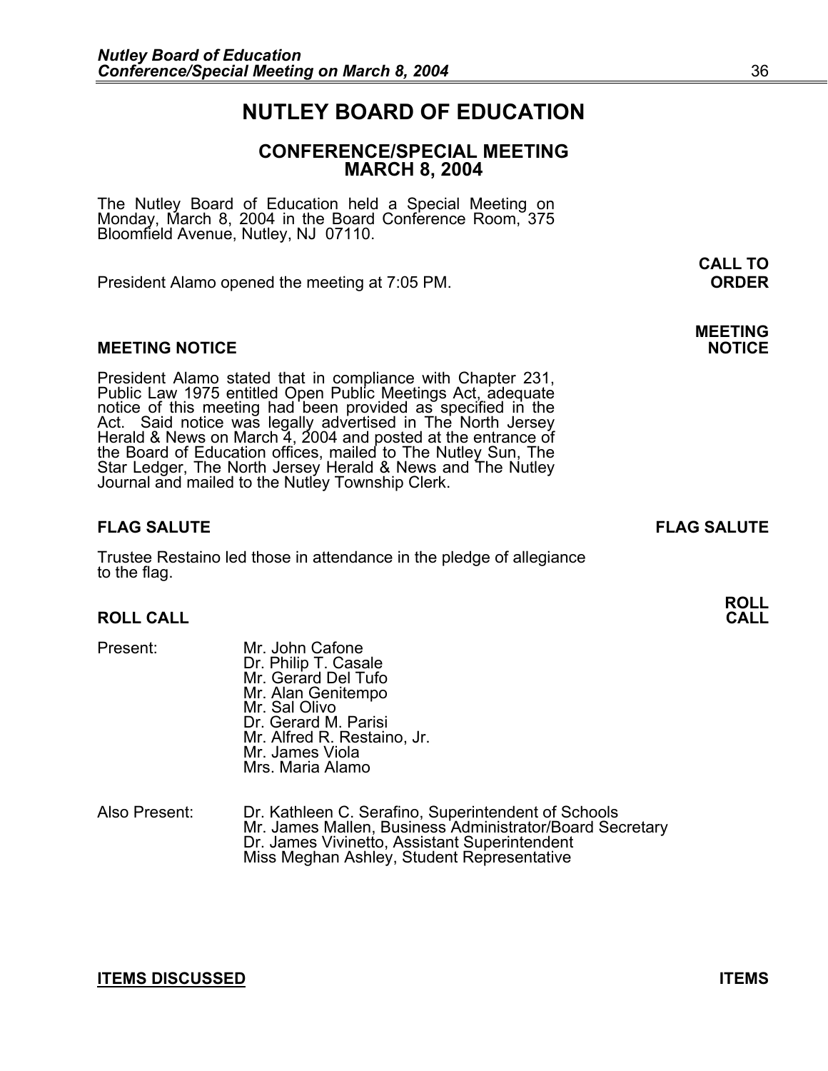# NUTLEY BOARD OF EDUCATION

## CONFERENCE/SPECIAL MEETING
## MARCH 8, 2004

The Nutley Board of Education held a Special Meeting on Monday, March 8, 2004 in the Board Conference Room, 375 Bloomfield Avenue, Nutley, NJ 07110.

**CALL TO ORDER**

President Alamo opened the meeting at 7:05 PM.

**MEETING NOTICE**

President Alamo stated that in compliance with Chapter 231, Public Law 1975 entitled Open Public Meetings Act, adequate notice of this meeting had been provided as specified in the Act. Said notice was legally advertised in The North Jersey Herald & News on March 4, 2004 and posted at the entrance of the Board of Education offices, mailed to The Nutley Sun, The Star Ledger, The North Jersey Herald & News and The Nutley Journal and mailed to the Nutley Township Clerk.

**FLAG SALUTE**

Trustee Restaino led those in attendance in the pledge of allegiance to the flag.

**ROLL CALL**

Present:
- Mr. John Cafone
- Dr. Philip T. Casale
- Mr. Gerard Del Tufo
- Mr. Alan Genitempo
- Mr. Sal Olivo
- Dr. Gerard M. Parisi
- Mr. Alfred R. Restaino, Jr.
- Mr. James Viola
- Mrs. Maria Alamo

Also Present:
- Dr. Kathleen C. Serafino, Superintendent of Schools
- Mr. James Mallen, Business Administrator/Board Secretary
- Dr. James Vivinetto, Assistant Superintendent
- Miss Meghan Ashley, Student Representative

**ITEMS DISCUSSED**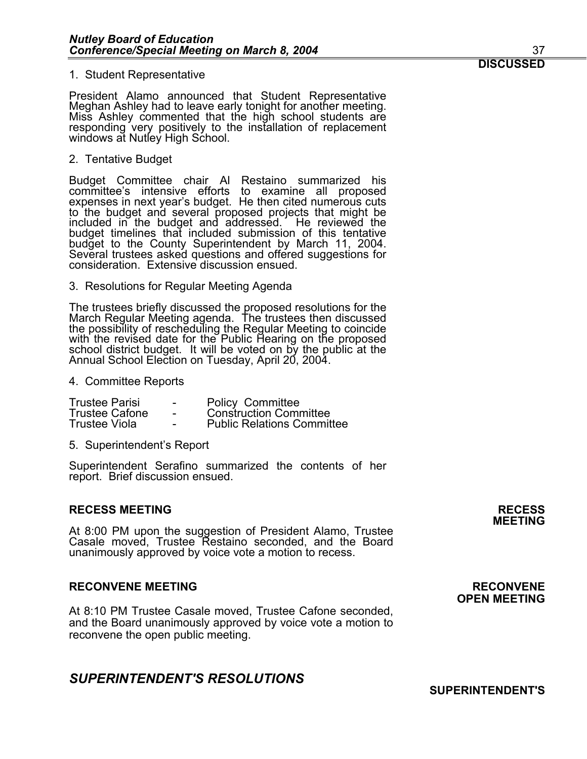**DISCUSSED**

1. Student Representative

President Alamo announced that Student Representative Meghan Ashley had to leave early tonight for another meeting. Miss Ashley commented that the high school students are responding very positively to the installation of replacement windows at Nutley High School.

2. Tentative Budget

Budget Committee chair Al Restaino summarized his committee's intensive efforts to examine all proposed expenses in next year's budget. He then cited numerous cuts to the budget and several proposed projects that might be included in the budget and addressed. He reviewed the budget timelines that included submission of this tentative budget to the County Superintendent by March 11, 2004. Several trustees asked questions and offered suggestions for consideration. Extensive discussion ensued.

3. Resolutions for Regular Meeting Agenda

The trustees briefly discussed the proposed resolutions for the March Regular Meeting agenda. The trustees then discussed the possibility of rescheduling the Regular Meeting to coincide with the revised date for the Public Hearing on the proposed school district budget. It will be voted on by the public at the Annual School Election on Tuesday, April 20, 2004.

4. Committee Reports

| | | |
|---|---|---|
| Trustee Parisi | - | Policy Committee |
| Trustee Cafone | - | Construction Committee |
| Trustee Viola | - | Public Relations Committee |

5. Superintendent's Report

Superintendent Serafino summarized the contents of her report. Brief discussion ensued.

## RECESS MEETING

**RECESS MEETING**

At 8:00 PM upon the suggestion of President Alamo, Trustee Casale moved, Trustee Restaino seconded, and the Board unanimously approved by voice vote a motion to recess.

## RECONVENE MEETING

**RECONVENE OPEN MEETING**

At 8:10 PM Trustee Casale moved, Trustee Cafone seconded, and the Board unanimously approved by voice vote a motion to reconvene the open public meeting.

# *SUPERINTENDENT'S RESOLUTIONS*

**SUPERINTENDENT'S**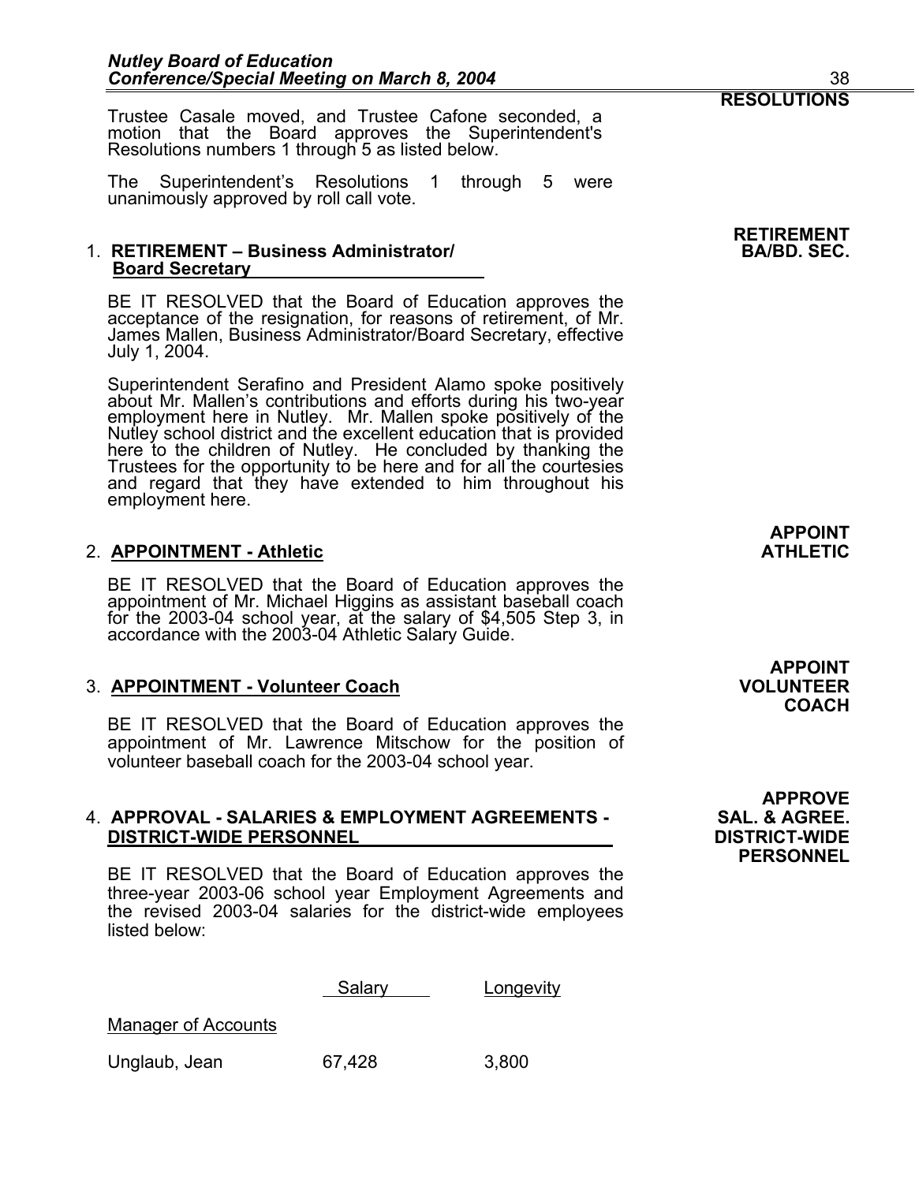**RESOLUTIONS**

Trustee Casale moved, and Trustee Cafone seconded, a motion that the Board approves the Superintendent's Resolutions numbers 1 through 5 as listed below.

The Superintendent's Resolutions 1 through 5 were unanimously approved by roll call vote.

**RETIREMENT BA/BD. SEC.**

1. **RETIREMENT – Business Administrator/ Board Secretary**

   BE IT RESOLVED that the Board of Education approves the acceptance of the resignation, for reasons of retirement, of Mr. James Mallen, Business Administrator/Board Secretary, effective July 1, 2004.

   Superintendent Serafino and President Alamo spoke positively about Mr. Mallen's contributions and efforts during his two-year employment here in Nutley. Mr. Mallen spoke positively of the Nutley school district and the excellent education that is provided here to the children of Nutley. He concluded by thanking the Trustees for the opportunity to be here and for all the courtesies and regard that they have extended to him throughout his employment here.

**APPOINT ATHLETIC**

2. **APPOINTMENT - Athletic**

   BE IT RESOLVED that the Board of Education approves the appointment of Mr. Michael Higgins as assistant baseball coach for the 2003-04 school year, at the salary of $4,505 Step 3, in accordance with the 2003-04 Athletic Salary Guide.

**APPOINT VOLUNTEER COACH**

3. **APPOINTMENT - Volunteer Coach**

   BE IT RESOLVED that the Board of Education approves the appointment of Mr. Lawrence Mitschow for the position of volunteer baseball coach for the 2003-04 school year.

**APPROVE SAL. & AGREE. DISTRICT-WIDE PERSONNEL**

4. **APPROVAL - SALARIES & EMPLOYMENT AGREEMENTS - DISTRICT-WIDE PERSONNEL**

   BE IT RESOLVED that the Board of Education approves the three-year 2003-06 school year Employment Agreements and the revised 2003-04 salaries for the district-wide employees listed below:

| | Salary | Longevity |
|---|---|---|
| Manager of Accounts | | |
| Unglaub, Jean | 67,428 | 3,800 |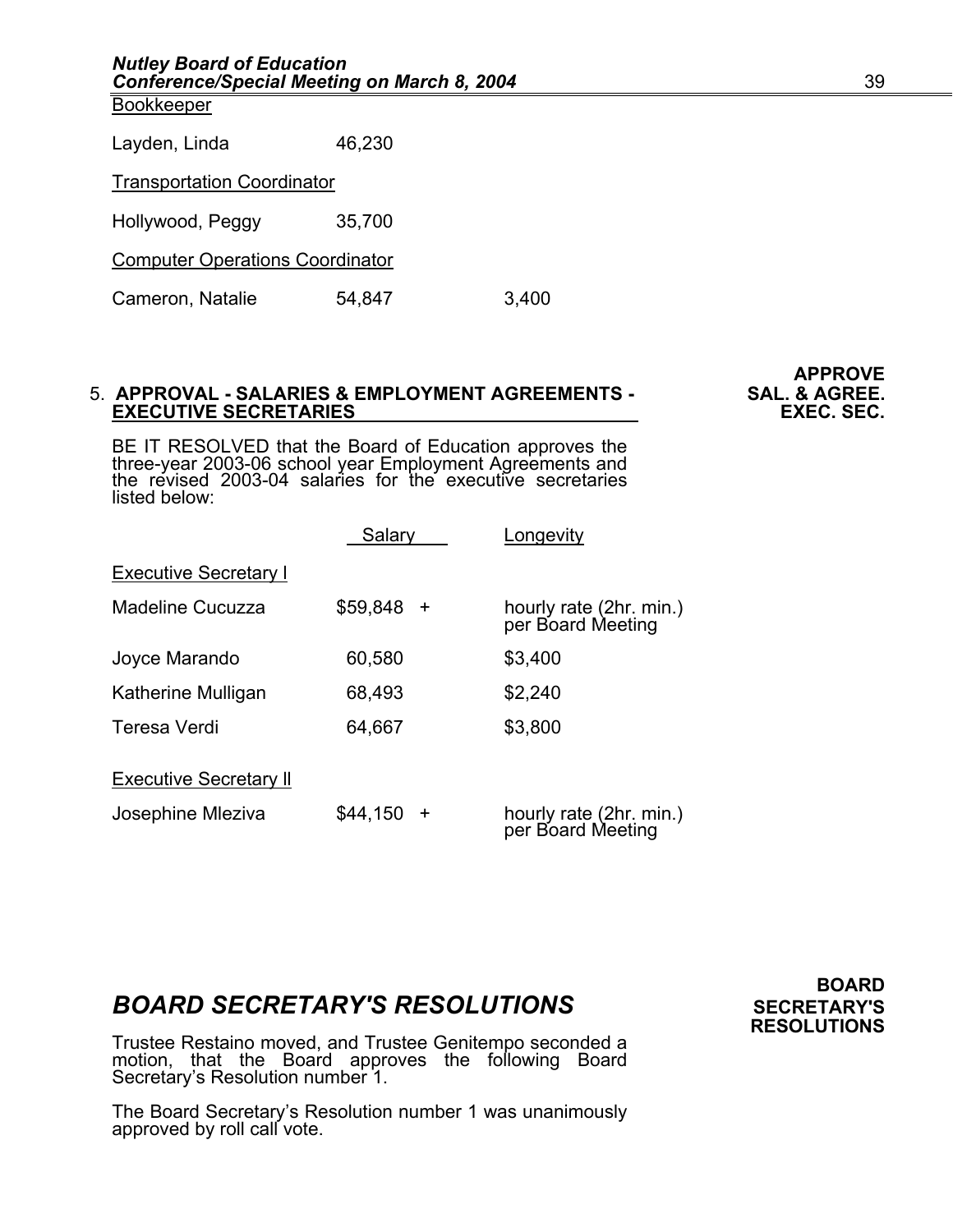| | | |
|---|---|---|
| Bookkeeper | | |
| Layden, Linda | 46,230 | |
| Transportation Coordinator | | |
| Hollywood, Peggy | 35,700 | |
| Computer Operations Coordinator | | |
| Cameron, Natalie | 54,847 | 3,400 |

**APPROVE SAL. & AGREE. EXEC. SEC.**

5. **APPROVAL - SALARIES & EMPLOYMENT AGREEMENTS - EXECUTIVE SECRETARIES**

BE IT RESOLVED that the Board of Education approves the three-year 2003-06 school year Employment Agreements and the revised 2003-04 salaries for the executive secretaries listed below:

| | Salary | Longevity |
|---|---|---|
| Executive Secretary I | | |
| Madeline Cucuzza | $59,848 + | hourly rate (2hr. min.) per Board Meeting |
| Joyce Marando | 60,580 | $3,400 |
| Katherine Mulligan | 68,493 | $2,240 |
| Teresa Verdi | 64,667 | $3,800 |
| Executive Secretary II | | |
| Josephine Mleziva | $44,150 + | hourly rate (2hr. min.) per Board Meeting |

## *BOARD SECRETARY'S RESOLUTIONS*

**BOARD SECRETARY'S RESOLUTIONS**

Trustee Restaino moved, and Trustee Genitempo seconded a motion, that the Board approves the following Board Secretary's Resolution number 1.

The Board Secretary's Resolution number 1 was unanimously approved by roll call vote.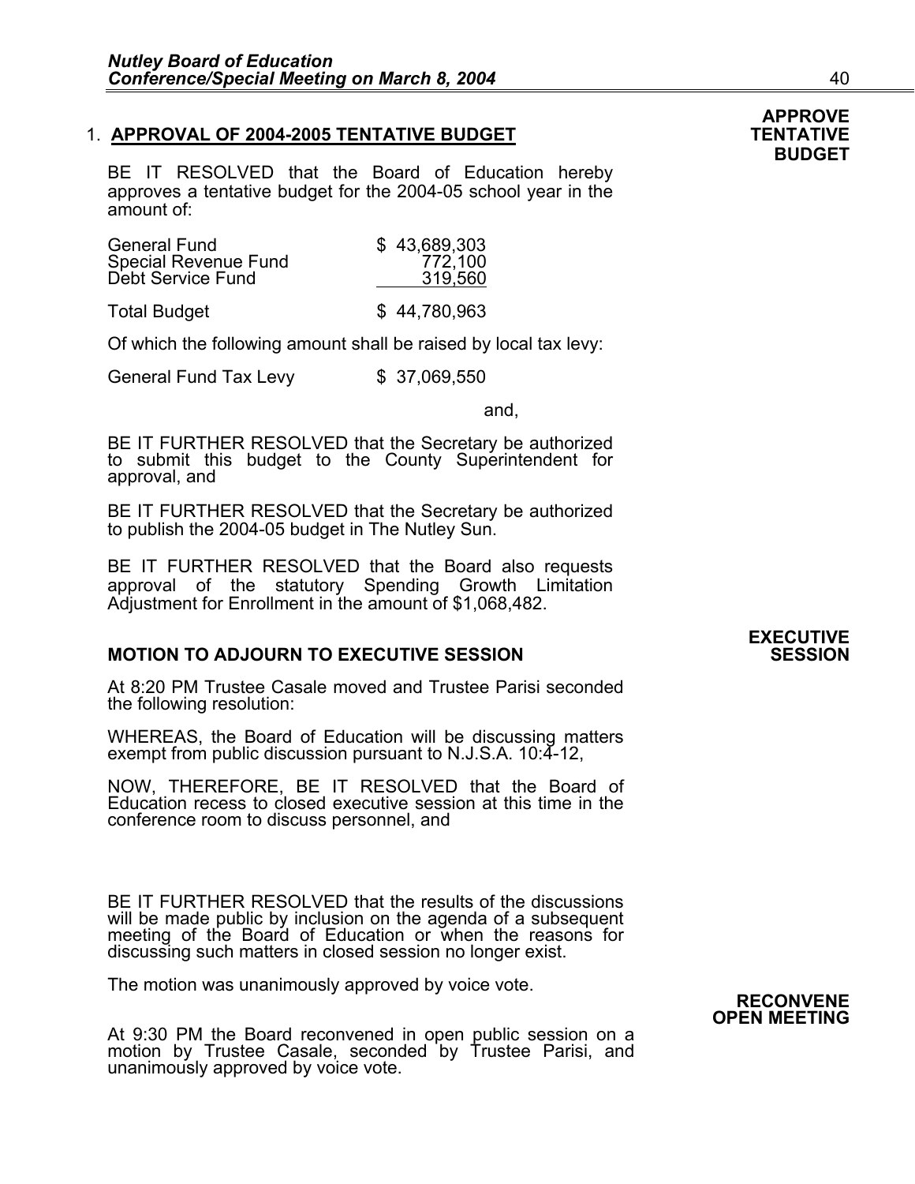**APPROVE TENTATIVE BUDGET**

1. **APPROVAL OF 2004-2005 TENTATIVE BUDGET**

BE IT RESOLVED that the Board of Education hereby approves a tentative budget for the 2004-05 school year in the amount of:

| | |
|---|---|
| General Fund | $ 43,689,303 |
| Special Revenue Fund | 772,100 |
| Debt Service Fund | 319,560 |
| Total Budget | $ 44,780,963 |

Of which the following amount shall be raised by local tax levy:

General Fund Tax Levy $ 37,069,550

and,

BE IT FURTHER RESOLVED that the Secretary be authorized to submit this budget to the County Superintendent for approval, and

BE IT FURTHER RESOLVED that the Secretary be authorized to publish the 2004-05 budget in The Nutley Sun.

BE IT FURTHER RESOLVED that the Board also requests approval of the statutory Spending Growth Limitation Adjustment for Enrollment in the amount of $1,068,482.

**EXECUTIVE SESSION**

**MOTION TO ADJOURN TO EXECUTIVE SESSION**

At 8:20 PM Trustee Casale moved and Trustee Parisi seconded the following resolution:

WHEREAS, the Board of Education will be discussing matters exempt from public discussion pursuant to N.J.S.A. 10:4-12,

NOW, THEREFORE, BE IT RESOLVED that the Board of Education recess to closed executive session at this time in the conference room to discuss personnel, and

BE IT FURTHER RESOLVED that the results of the discussions will be made public by inclusion on the agenda of a subsequent meeting of the Board of Education or when the reasons for discussing such matters in closed session no longer exist.

The motion was unanimously approved by voice vote.

**RECONVENE OPEN MEETING**

At 9:30 PM the Board reconvened in open public session on a motion by Trustee Casale, seconded by Trustee Parisi, and unanimously approved by voice vote.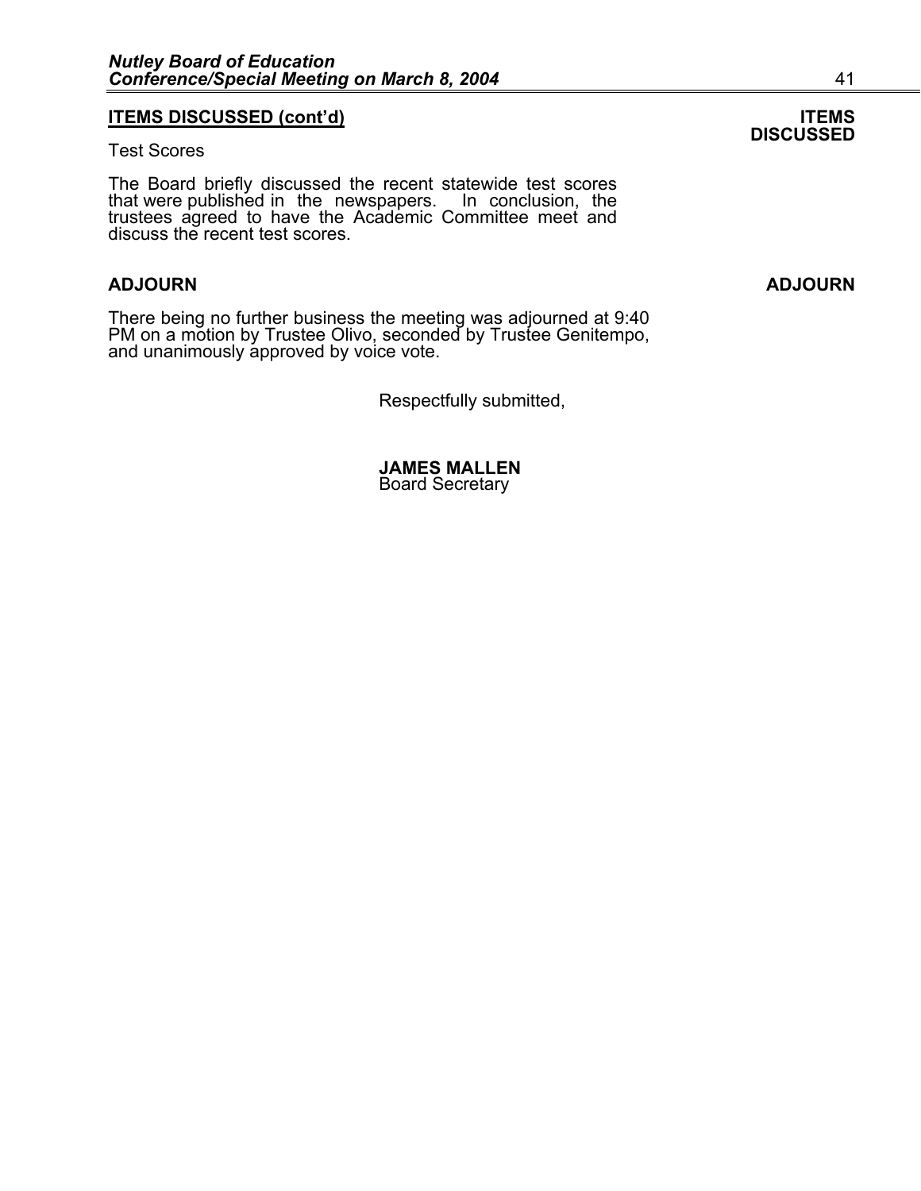**ITEMS DISCUSSED (cont'd)**

**ITEMS DISCUSSED**

Test Scores

The Board briefly discussed the recent statewide test scores that were published in the newspapers. In conclusion, the trustees agreed to have the Academic Committee meet and discuss the recent test scores.

**ADJOURN**

**ADJOURN**

There being no further business the meeting was adjourned at 9:40 PM on a motion by Trustee Olivo, seconded by Trustee Genitempo, and unanimously approved by voice vote.

Respectfully submitted,

**JAMES MALLEN**
Board Secretary